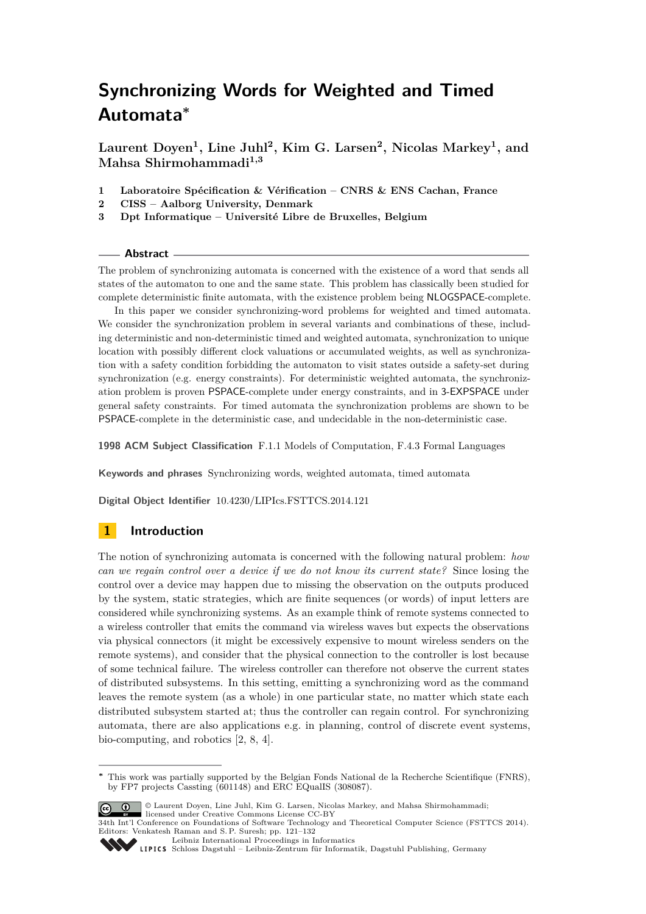# Synchronizing Words for Weighted and Timed Automata*

**Laurent Doyen[1], Line Juhl[2], Kim G. Larsen[2], Nicolas Markey[1], and Mahsa Shirmohammadi[1,3]**

1 **Laboratoire Spécification & Vérification – CNRS & ENS Cachan, France**
2 **CISS – Aalborg University, Denmark**
3 **Dpt Informatique – Université Libre de Bruxelles, Belgium**

## Abstract

The problem of synchronizing automata is concerned with the existence of a word that sends all states of the automaton to one and the same state. This problem has classically been studied for complete deterministic finite automata, with the existence problem being NLOGSPACE-complete.

In this paper we consider synchronizing-word problems for weighted and timed automata. We consider the synchronization problem in several variants and combinations of these, including deterministic and non-deterministic timed and weighted automata, synchronization to unique location with possibly different clock valuations or accumulated weights, as well as synchronization with a safety condition forbidding the automaton to visit states outside a safety-set during synchronization (e.g. energy constraints). For deterministic weighted automata, the synchronization problem is proven PSPACE-complete under energy constraints, and in 3-EXPSPACE under general safety constraints. For timed automata the synchronization problems are shown to be PSPACE-complete in the deterministic case, and undecidable in the non-deterministic case.

**1998 ACM Subject Classification** F.1.1 Models of Computation, F.4.3 Formal Languages

**Keywords and phrases** Synchronizing words, weighted automata, timed automata

**Digital Object Identifier** 10.4230/LIPIcs.FSTTCS.2014.121

## 1 Introduction

The notion of synchronizing automata is concerned with the following natural problem: *how can we regain control over a device if we do not know its current state?* Since losing the control over a device may happen due to missing the observation on the outputs produced by the system, static strategies, which are finite sequences (or words) of input letters are considered while synchronizing systems. As an example think of remote systems connected to a wireless controller that emits the command via wireless waves but expects the observations via physical connectors (it might be excessively expensive to mount wireless senders on the remote systems), and consider that the physical connection to the controller is lost because of some technical failure. The wireless controller can therefore not observe the current states of distributed subsystems. In this setting, emitting a synchronizing word as the command leaves the remote system (as a whole) in one particular state, no matter which state each distributed subsystem started at; thus the controller can regain control. For synchronizing automata, there are also applications e.g. in planning, control of discrete event systems, bio-computing, and robotics [2, 8, 4].

---

* This work was partially supported by the Belgian Fonds National de la Recherche Scientifique (FNRS), by FP7 projects Cassting (601148) and ERC EQualIS (308087).

© Laurent Doyen, Line Juhl, Kim G. Larsen, Nicolas Markey, and Mahsa Shirmohammadi; licensed under Creative Commons License CC-BY
34th Int'l Conference on Foundations of Software Technology and Theoretical Computer Science (FSTTCS 2014). Editors: Venkatesh Raman and S. P. Suresh; pp. 121–132
Leibniz International Proceedings in Informatics
LIPICS Schloss Dagstuhl – Leibniz-Zentrum für Informatik, Dagstuhl Publishing, Germany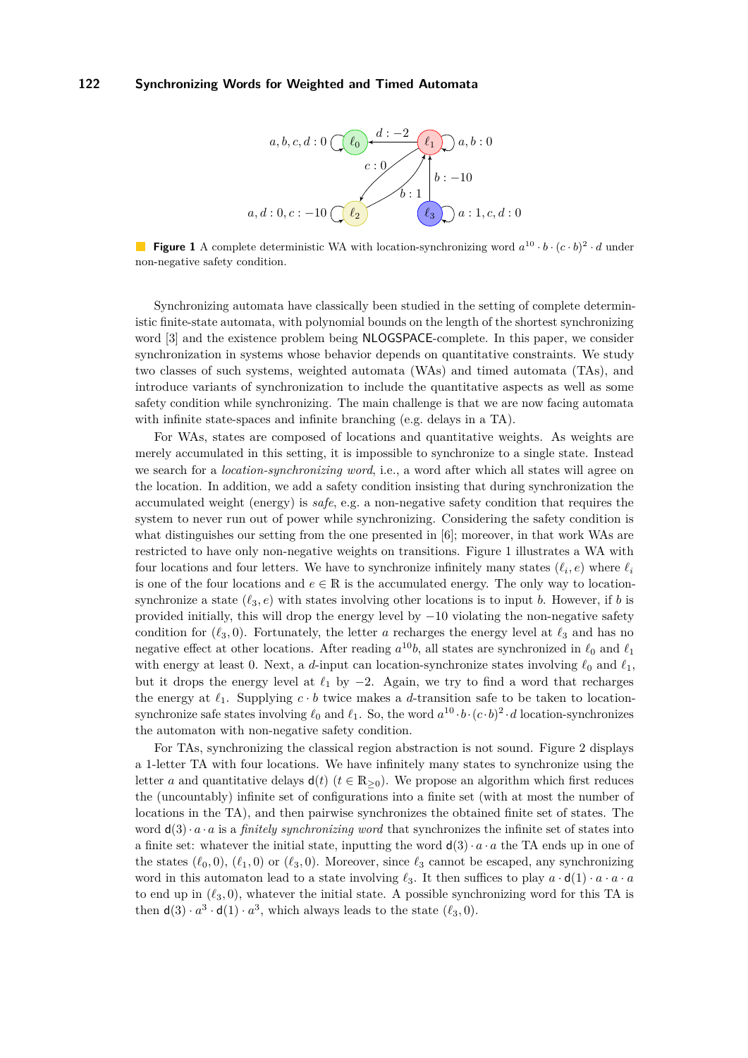**Figure 1** A complete deterministic WA with location-synchronizing word $a^{10} \cdot b \cdot (c \cdot b)^2 \cdot d$ under non-negative safety condition.

Synchronizing automata have classically been studied in the setting of complete deterministic finite-state automata, with polynomial bounds on the length of the shortest synchronizing word [3] and the existence problem being NLOGSPACE-complete. In this paper, we consider synchronization in systems whose behavior depends on quantitative constraints. We study two classes of such systems, weighted automata (WAs) and timed automata (TAs), and introduce variants of synchronization to include the quantitative aspects as well as some safety condition while synchronizing. The main challenge is that we are now facing automata with infinite state-spaces and infinite branching (e.g. delays in a TA).

For WAs, states are composed of locations and quantitative weights. As weights are merely accumulated in this setting, it is impossible to synchronize to a single state. Instead we search for a *location-synchronizing word*, i.e., a word after which all states will agree on the location. In addition, we add a safety condition insisting that during synchronization the accumulated weight (energy) is *safe*, e.g. a non-negative safety condition that requires the system to never run out of power while synchronizing. Considering the safety condition is what distinguishes our setting from the one presented in [6]; moreover, in that work WAs are restricted to have only non-negative weights on transitions. Figure 1 illustrates a WA with four locations and four letters. We have to synchronize infinitely many states $(\ell_i, e)$ where $\ell_i$ is one of the four locations and $e \in \mathbb{R}$ is the accumulated energy. The only way to location-synchronize a state $(\ell_3, e)$ with states involving other locations is to input $b$. However, if $b$ is provided initially, this will drop the energy level by $-10$ violating the non-negative safety condition for $(\ell_3, 0)$. Fortunately, the letter $a$ recharges the energy level at $\ell_3$ and has no negative effect at other locations. After reading $a^{10}b$, all states are synchronized in $\ell_0$ and $\ell_1$ with energy at least 0. Next, a $d$-input can location-synchronize states involving $\ell_0$ and $\ell_1$, but it drops the energy level at $\ell_1$ by $-2$. Again, we try to find a word that recharges the energy at $\ell_1$. Supplying $c \cdot b$ twice makes a $d$-transition safe to be taken to location-synchronize safe states involving $\ell_0$ and $\ell_1$. So, the word $a^{10} \cdot b \cdot (c \cdot b)^2 \cdot d$ location-synchronizes the automaton with non-negative safety condition.

For TAs, synchronizing the classical region abstraction is not sound. Figure 2 displays a 1-letter TA with four locations. We have infinitely many states to synchronize using the letter $a$ and quantitative delays $\mathsf{d}(t)$ ($t \in \mathbb{R}_{\geq 0}$). We propose an algorithm which first reduces the (uncountably) infinite set of configurations into a finite set (with at most the number of locations in the TA), and then pairwise synchronizes the obtained finite set of states. The word $\mathsf{d}(3) \cdot a \cdot a$ is a *finitely synchronizing word* that synchronizes the infinite set of states into a finite set: whatever the initial state, inputting the word $\mathsf{d}(3) \cdot a \cdot a$ the TA ends up in one of the states $(\ell_0, 0)$, $(\ell_1, 0)$ or $(\ell_3, 0)$. Moreover, since $\ell_3$ cannot be escaped, any synchronizing word in this automaton lead to a state involving $\ell_3$. It then suffices to play $a \cdot \mathsf{d}(1) \cdot a \cdot a \cdot a$ to end up in $(\ell_3, 0)$, whatever the initial state. A possible synchronizing word for this TA is then $\mathsf{d}(3) \cdot a^3 \cdot \mathsf{d}(1) \cdot a^3$, which always leads to the state $(\ell_3, 0)$.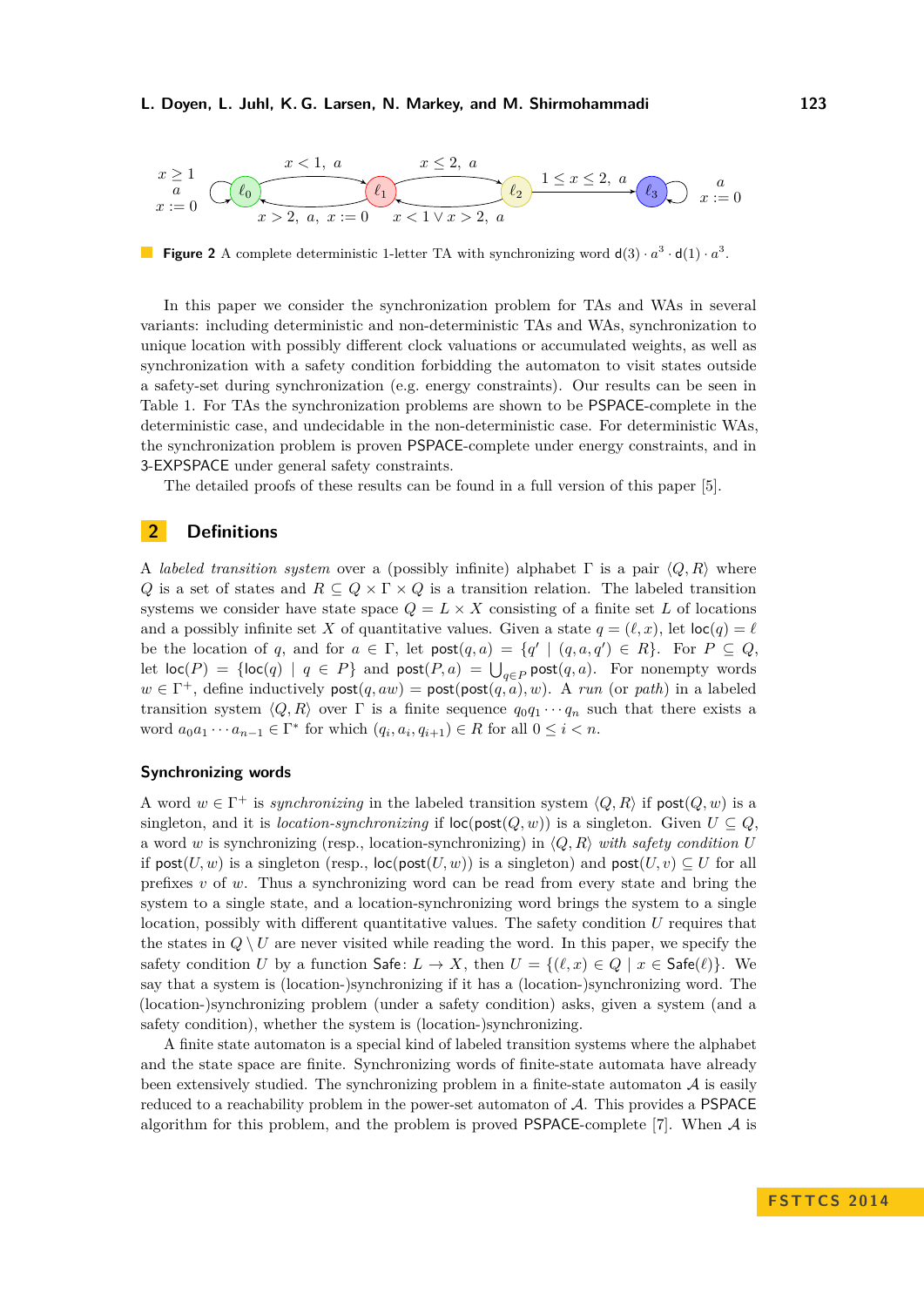**Figure 2** A complete deterministic 1-letter TA with synchronizing word $\mathsf{d}(3) \cdot a^3 \cdot \mathsf{d}(1) \cdot a^3$.

In this paper we consider the synchronization problem for TAs and WAs in several variants: including deterministic and non-deterministic TAs and WAs, synchronization to unique location with possibly different clock valuations or accumulated weights, as well as synchronization with a safety condition forbidding the automaton to visit states outside a safety-set during synchronization (e.g. energy constraints). Our results can be seen in Table 1. For TAs the synchronization problems are shown to be PSPACE-complete in the deterministic case, and undecidable in the non-deterministic case. For deterministic WAs, the synchronization problem is proven PSPACE-complete under energy constraints, and in 3-EXPSPACE under general safety constraints.

The detailed proofs of these results can be found in a full version of this paper [5].

## 2 Definitions

A *labeled transition system* over a (possibly infinite) alphabet $\Gamma$ is a pair $\langle Q, R\rangle$ where $Q$ is a set of states and $R \subseteq Q \times \Gamma \times Q$ is a transition relation. The labeled transition systems we consider have state space $Q = L \times X$ consisting of a finite set $L$ of locations and a possibly infinite set $X$ of quantitative values. Given a state $q = (\ell, x)$, let $\mathsf{loc}(q) = \ell$ be the location of $q$, and for $a \in \Gamma$, let $\mathsf{post}(q, a) = \{q' \mid (q, a, q') \in R\}$. For $P \subseteq Q$, let $\mathsf{loc}(P) = \{\mathsf{loc}(q) \mid q \in P\}$ and $\mathsf{post}(P, a) = \bigcup_{q\in P} \mathsf{post}(q, a)$. For nonempty words $w \in \Gamma^+$, define inductively $\mathsf{post}(q, aw) = \mathsf{post}(\mathsf{post}(q, a), w)$. A *run* (or *path*) in a labeled transition system $\langle Q, R\rangle$ over $\Gamma$ is a finite sequence $q_0q_1 \cdots q_n$ such that there exists a word $a_0a_1 \cdots a_{n-1} \in \Gamma^*$ for which $(q_i, a_i, q_{i+1}) \in R$ for all $0 \leq i < n$.

### Synchronizing words

A word $w \in \Gamma^+$ is *synchronizing* in the labeled transition system $\langle Q, R\rangle$ if $\mathsf{post}(Q, w)$ is a singleton, and it is *location-synchronizing* if $\mathsf{loc}(\mathsf{post}(Q, w))$ is a singleton. Given $U \subseteq Q$, a word $w$ is synchronizing (resp., location-synchronizing) in $\langle Q, R\rangle$ *with safety condition* $U$ if $\mathsf{post}(U, w)$ is a singleton (resp., $\mathsf{loc}(\mathsf{post}(U, w))$ is a singleton) and $\mathsf{post}(U, v) \subseteq U$ for all prefixes $v$ of $w$. Thus a synchronizing word can be read from every state and bring the system to a single state, and a location-synchronizing word brings the system to a single location, possibly with different quantitative values. The safety condition $U$ requires that the states in $Q \setminus U$ are never visited while reading the word. In this paper, we specify the safety condition $U$ by a function $\mathsf{Safe}\colon L \to X$, then $U = \{(\ell, x) \in Q \mid x \in \mathsf{Safe}(\ell)\}$. We say that a system is (location-)synchronizing if it has a (location-)synchronizing word. The (location-)synchronizing problem (under a safety condition) asks, given a system (and a safety condition), whether the system is (location-)synchronizing.

A finite state automaton is a special kind of labeled transition systems where the alphabet and the state space are finite. Synchronizing words of finite-state automata have already been extensively studied. The synchronizing problem in a finite-state automaton $\mathcal{A}$ is easily reduced to a reachability problem in the power-set automaton of $\mathcal{A}$. This provides a PSPACE algorithm for this problem, and the problem is proved PSPACE-complete [7]. When $\mathcal{A}$ is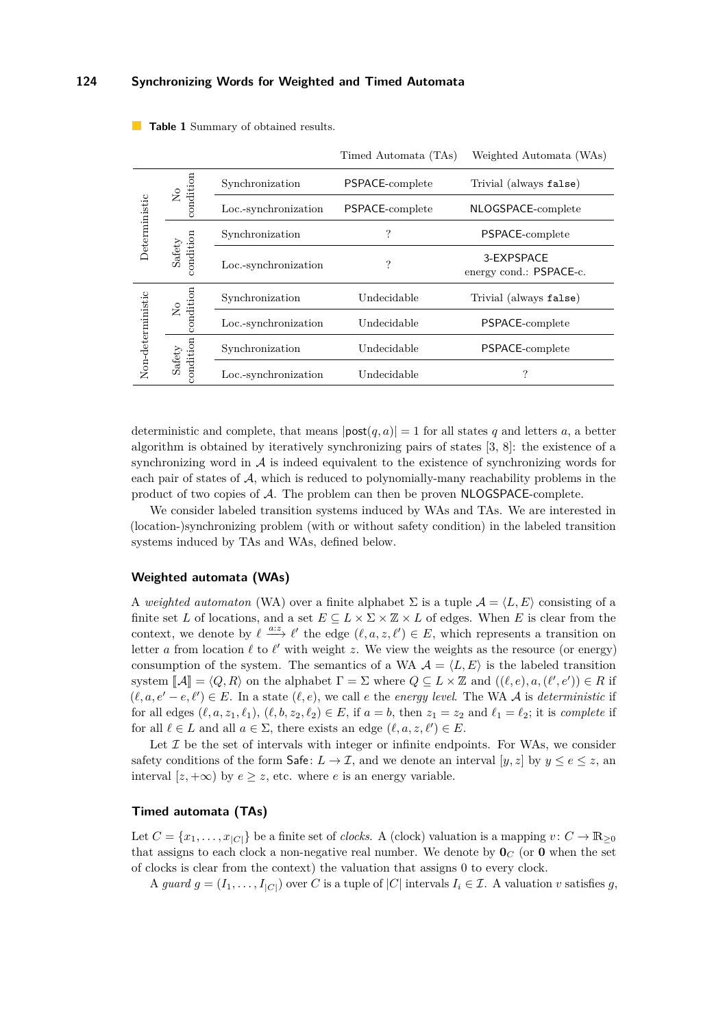**Table 1** Summary of obtained results.

| | | | Timed Automata (TAs) | Weighted Automata (WAs) |
|---|---|---|---|---|
| Deterministic | No condition | Synchronization | PSPACE-complete | Trivial (always `false`) |
| | | Loc.-synchronization | PSPACE-complete | NLOGSPACE-complete |
| | Safety condition | Synchronization | ? | PSPACE-complete |
| | | Loc.-synchronization | ? | 3-EXPSPACE energy cond.: PSPACE-c. |
| Non-deterministic | No condition | Synchronization | Undecidable | Trivial (always `false`) |
| | | Loc.-synchronization | Undecidable | PSPACE-complete |
| | Safety condition | Synchronization | Undecidable | PSPACE-complete |
| | | Loc.-synchronization | Undecidable | ? |

deterministic and complete, that means $|\mathsf{post}(q, a)| = 1$ for all states $q$ and letters $a$, a better algorithm is obtained by iteratively synchronizing pairs of states [3, 8]: the existence of a synchronizing word in $\mathcal{A}$ is indeed equivalent to the existence of synchronizing words for each pair of states of $\mathcal{A}$, which is reduced to polynomially-many reachability problems in the product of two copies of $\mathcal{A}$. The problem can then be proven NLOGSPACE-complete.

We consider labeled transition systems induced by WAs and TAs. We are interested in (location-)synchronizing problem (with or without safety condition) in the labeled transition systems induced by TAs and WAs, defined below.

### Weighted automata (WAs)

A *weighted automaton* (WA) over a finite alphabet $\Sigma$ is a tuple $\mathcal{A} = \langle L, E\rangle$ consisting of a finite set $L$ of locations, and a set $E \subseteq L \times \Sigma \times \mathbb{Z} \times L$ of edges. When $E$ is clear from the context, we denote by $\ell \xrightarrow{a:z} \ell'$ the edge $(\ell, a, z, \ell') \in E$, which represents a transition on letter $a$ from location $\ell$ to $\ell'$ with weight $z$. We view the weights as the resource (or energy) consumption of the system. The semantics of a WA $\mathcal{A} = \langle L, E\rangle$ is the labeled transition system $[\![\mathcal{A}]\!] = \langle Q, R\rangle$ on the alphabet $\Gamma = \Sigma$ where $Q \subseteq L \times \mathbb{Z}$ and $((\ell, e), a, (\ell', e')) \in R$ if $(\ell, a, e' - e, \ell') \in E$. In a state $(\ell, e)$, we call $e$ the *energy level*. The WA $\mathcal{A}$ is *deterministic* if for all edges $(\ell, a, z_1, \ell_1)$, $(\ell, b, z_2, \ell_2) \in E$, if $a = b$, then $z_1 = z_2$ and $\ell_1 = \ell_2$; it is *complete* if for all $\ell \in L$ and all $a \in \Sigma$, there exists an edge $(\ell, a, z, \ell') \in E$.

Let $\mathcal{I}$ be the set of intervals with integer or infinite endpoints. For WAs, we consider safety conditions of the form $\mathsf{Safe}\colon L \to \mathcal{I}$, and we denote an interval $[y, z]$ by $y \le e \le z$, an interval $[z, +\infty)$ by $e \ge z$, etc. where $e$ is an energy variable.

### Timed automata (TAs)

Let $C = \{x_1, \ldots, x_{|C|}\}$ be a finite set of *clocks*. A (clock) valuation is a mapping $v\colon C \to \mathbb{R}_{\ge 0}$ that assigns to each clock a non-negative real number. We denote by $\mathbf{0}_C$ (or $\mathbf{0}$ when the set of clocks is clear from the context) the valuation that assigns 0 to every clock.

A *guard* $g = (I_1, \ldots, I_{|C|})$ over $C$ is a tuple of $|C|$ intervals $I_i \in \mathcal{I}$. A valuation $v$ satisfies $g$,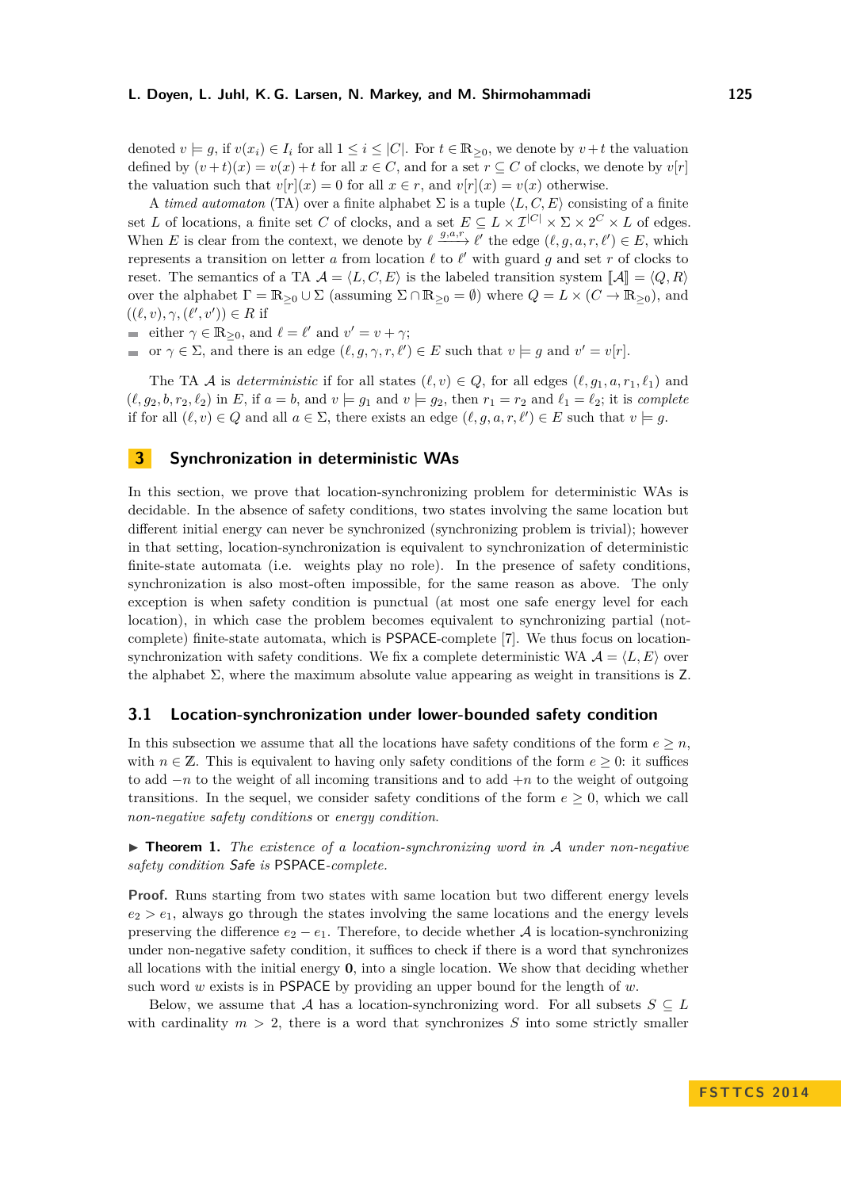denoted $v \models g$, if $v(x_i) \in I_i$ for all $1 \le i \le |C|$. For $t \in \mathbb{R}_{\geq 0}$, we denote by $v+t$ the valuation defined by $(v+t)(x) = v(x)+t$ for all $x \in C$, and for a set $r \subseteq C$ of clocks, we denote by $v[r]$ the valuation such that $v[r](x) = 0$ for all $x \in r$, and $v[r](x) = v(x)$ otherwise.

A *timed automaton* (TA) over a finite alphabet $\Sigma$ is a tuple $\langle L, C, E \rangle$ consisting of a finite set $L$ of locations, a finite set $C$ of clocks, and a set $E \subseteq L \times \mathcal{I}^{|C|} \times \Sigma \times 2^C \times L$ of edges. When $E$ is clear from the context, we denote by $\ell \xrightarrow{g,a,r} \ell'$ the edge $(\ell, g, a, r, \ell') \in E$, which represents a transition on letter $a$ from location $\ell$ to $\ell'$ with guard $g$ and set $r$ of clocks to reset. The semantics of a TA $\mathcal{A} = \langle L, C, E \rangle$ is the labeled transition system $[\![\mathcal{A}]\!] = \langle Q, R \rangle$ over the alphabet $\Gamma = \mathbb{R}_{\geq 0} \cup \Sigma$ (assuming $\Sigma \cap \mathbb{R}_{\geq 0} = \emptyset$) where $Q = L \times (C \to \mathbb{R}_{\geq 0})$, and $((\ell, v), \gamma, (\ell', v')) \in R$ if

- either $\gamma \in \mathbb{R}_{\geq 0}$, and $\ell = \ell'$ and $v' = v + \gamma$;
- or $\gamma \in \Sigma$, and there is an edge $(\ell, g, \gamma, r, \ell') \in E$ such that $v \models g$ and $v' = v[r]$.

The TA $\mathcal{A}$ is *deterministic* if for all states $(\ell, v) \in Q$, for all edges $(\ell, g_1, a, r_1, \ell_1)$ and $(\ell, g_2, b, r_2, \ell_2)$ in $E$, if $a = b$, and $v \models g_1$ and $v \models g_2$, then $r_1 = r_2$ and $\ell_1 = \ell_2$; it is *complete* if for all $(\ell, v) \in Q$ and all $a \in \Sigma$, there exists an edge $(\ell, g, a, r, \ell') \in E$ such that $v \models g$.

## 3 Synchronization in deterministic WAs

In this section, we prove that location-synchronizing problem for deterministic WAs is decidable. In the absence of safety conditions, two states involving the same location but different initial energy can never be synchronized (synchronizing problem is trivial); however in that setting, location-synchronization is equivalent to synchronization of deterministic finite-state automata (i.e. weights play no role). In the presence of safety conditions, synchronization is also most-often impossible, for the same reason as above. The only exception is when safety condition is punctual (at most one safe energy level for each location), in which case the problem becomes equivalent to synchronizing partial (not-complete) finite-state automata, which is PSPACE-complete [7]. We thus focus on location-synchronization with safety conditions. We fix a complete deterministic WA $\mathcal{A} = \langle L, E \rangle$ over the alphabet $\Sigma$, where the maximum absolute value appearing as weight in transitions is $\mathsf{Z}$.

### 3.1 Location-synchronization under lower-bounded safety condition

In this subsection we assume that all the locations have safety conditions of the form $e \geq n$, with $n \in \mathbb{Z}$. This is equivalent to having only safety conditions of the form $e \geq 0$: it suffices to add $-n$ to the weight of all incoming transitions and to add $+n$ to the weight of outgoing transitions. In the sequel, we consider safety conditions of the form $e \geq 0$, which we call *non-negative safety conditions* or *energy condition*.

▶ **Theorem 1.** *The existence of a location-synchronizing word in $\mathcal{A}$ under non-negative safety condition Safe is* PSPACE*-complete.*

**Proof.** Runs starting from two states with same location but two different energy levels $e_2 > e_1$, always go through the states involving the same locations and the energy levels preserving the difference $e_2 - e_1$. Therefore, to decide whether $\mathcal{A}$ is location-synchronizing under non-negative safety condition, it suffices to check if there is a word that synchronizes all locations with the initial energy $\mathbf{0}$, into a single location. We show that deciding whether such word $w$ exists is in PSPACE by providing an upper bound for the length of $w$.

Below, we assume that $\mathcal{A}$ has a location-synchronizing word. For all subsets $S \subseteq L$ with cardinality $m > 2$, there is a word that synchronizes $S$ into some strictly smaller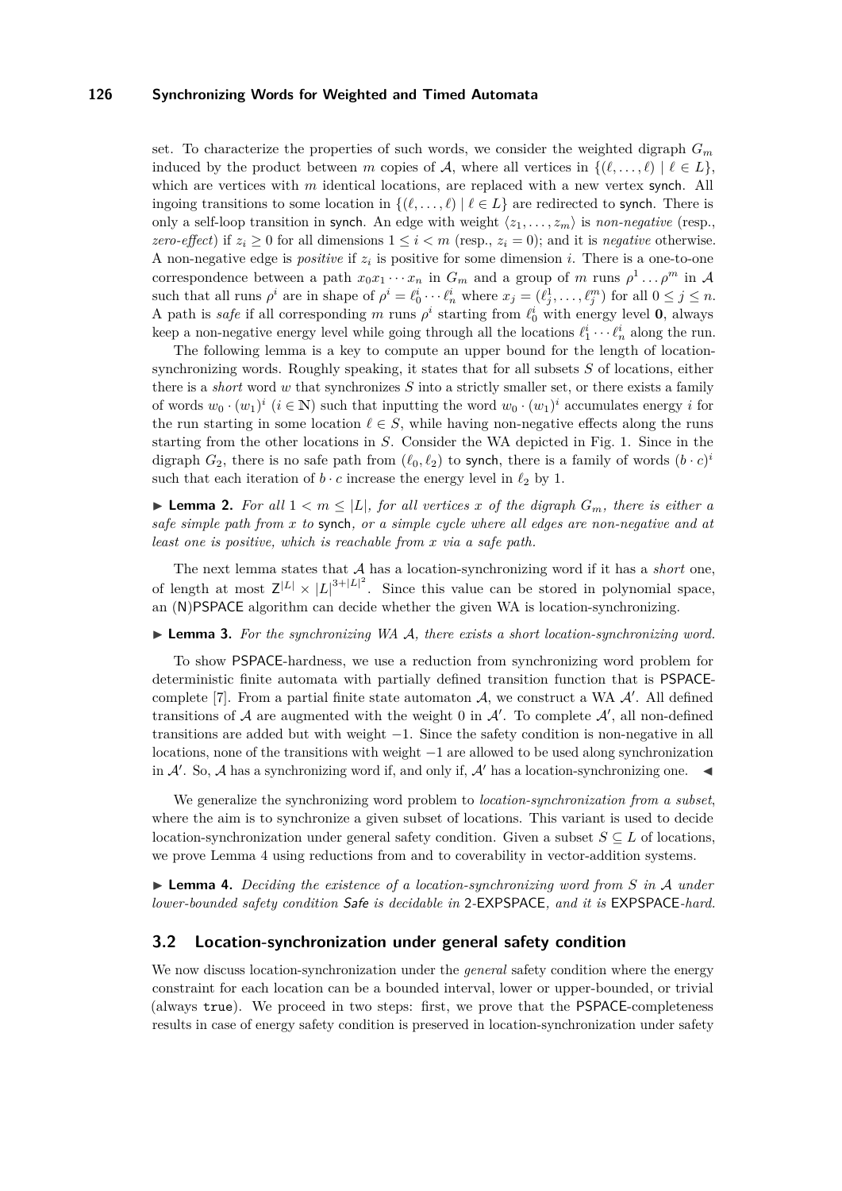set. To characterize the properties of such words, we consider the weighted digraph $G_m$ induced by the product between $m$ copies of $\mathcal{A}$, where all vertices in $\{(\ell, \dots, \ell) \mid \ell \in L\}$, which are vertices with $m$ identical locations, are replaced with a new vertex synch. All ingoing transitions to some location in $\{(\ell, \dots, \ell) \mid \ell \in L\}$ are redirected to synch. There is only a self-loop transition in synch. An edge with weight $\langle z_1, \dots, z_m \rangle$ is *non-negative* (resp., *zero-effect*) if $z_i \geq 0$ for all dimensions $1 \leq i < m$ (resp., $z_i = 0$); and it is *negative* otherwise. A non-negative edge is *positive* if $z_i$ is positive for some dimension $i$. There is a one-to-one correspondence between a path $x_0 x_1 \cdots x_n$ in $G_m$ and a group of $m$ runs $\rho^1 \dots \rho^m$ in $\mathcal{A}$ such that all runs $\rho^i$ are in shape of $\rho^i = \ell_0^i \cdots \ell_n^i$ where $x_j = (\ell_j^1, \dots, \ell_j^m)$ for all $0 \leq j \leq n$. A path is *safe* if all corresponding $m$ runs $\rho^i$ starting from $\ell_0^i$ with energy level $\mathbf{0}$, always keep a non-negative energy level while going through all the locations $\ell_1^i \cdots \ell_n^i$ along the run.

The following lemma is a key to compute an upper bound for the length of location-synchronizing words. Roughly speaking, it states that for all subsets $S$ of locations, either there is a *short* word $w$ that synchronizes $S$ into a strictly smaller set, or there exists a family of words $w_0 \cdot (w_1)^i$ ($i \in \mathbb{N}$) such that inputting the word $w_0 \cdot (w_1)^i$ accumulates energy $i$ for the run starting in some location $\ell \in S$, while having non-negative effects along the runs starting from the other locations in $S$. Consider the WA depicted in Fig. 1. Since in the digraph $G_2$, there is no safe path from $(\ell_0, \ell_2)$ to synch, there is a family of words $(b \cdot c)^i$ such that each iteration of $b \cdot c$ increase the energy level in $\ell_2$ by 1.

▶ **Lemma 2.** *For all $1 < m \leq |L|$, for all vertices $x$ of the digraph $G_m$, there is either a safe simple path from $x$ to* synch*, or a simple cycle where all edges are non-negative and at least one is positive, which is reachable from $x$ via a safe path.*

The next lemma states that $\mathcal{A}$ has a location-synchronizing word if it has a *short* one, of length at most $\mathsf{Z}^{|L|} \times |L|^{3+|L|^2}$. Since this value can be stored in polynomial space, an (N)PSPACE algorithm can decide whether the given WA is location-synchronizing.

▶ **Lemma 3.** *For the synchronizing WA $\mathcal{A}$, there exists a short location-synchronizing word.*

To show PSPACE-hardness, we use a reduction from synchronizing word problem for deterministic finite automata with partially defined transition function that is PSPACE-complete [7]. From a partial finite state automaton $\mathcal{A}$, we construct a WA $\mathcal{A}'$. All defined transitions of $\mathcal{A}$ are augmented with the weight 0 in $\mathcal{A}'$. To complete $\mathcal{A}'$, all non-defined transitions are added but with weight $-1$. Since the safety condition is non-negative in all locations, none of the transitions with weight $-1$ are allowed to be used along synchronization in $\mathcal{A}'$. So, $\mathcal{A}$ has a synchronizing word if, and only if, $\mathcal{A}'$ has a location-synchronizing one. ◀

We generalize the synchronizing word problem to *location-synchronization from a subset*, where the aim is to synchronize a given subset of locations. This variant is used to decide location-synchronization under general safety condition. Given a subset $S \subseteq L$ of locations, we prove Lemma 4 using reductions from and to coverability in vector-addition systems.

▶ **Lemma 4.** *Deciding the existence of a location-synchronizing word from $S$ in $\mathcal{A}$ under lower-bounded safety condition* Safe *is decidable in* 2-EXPSPACE*, and it is* EXPSPACE*-hard.*

### 3.2 Location-synchronization under general safety condition

We now discuss location-synchronization under the *general* safety condition where the energy constraint for each location can be a bounded interval, lower or upper-bounded, or trivial (always `true`). We proceed in two steps: first, we prove that the PSPACE-completeness results in case of energy safety condition is preserved in location-synchronization under safety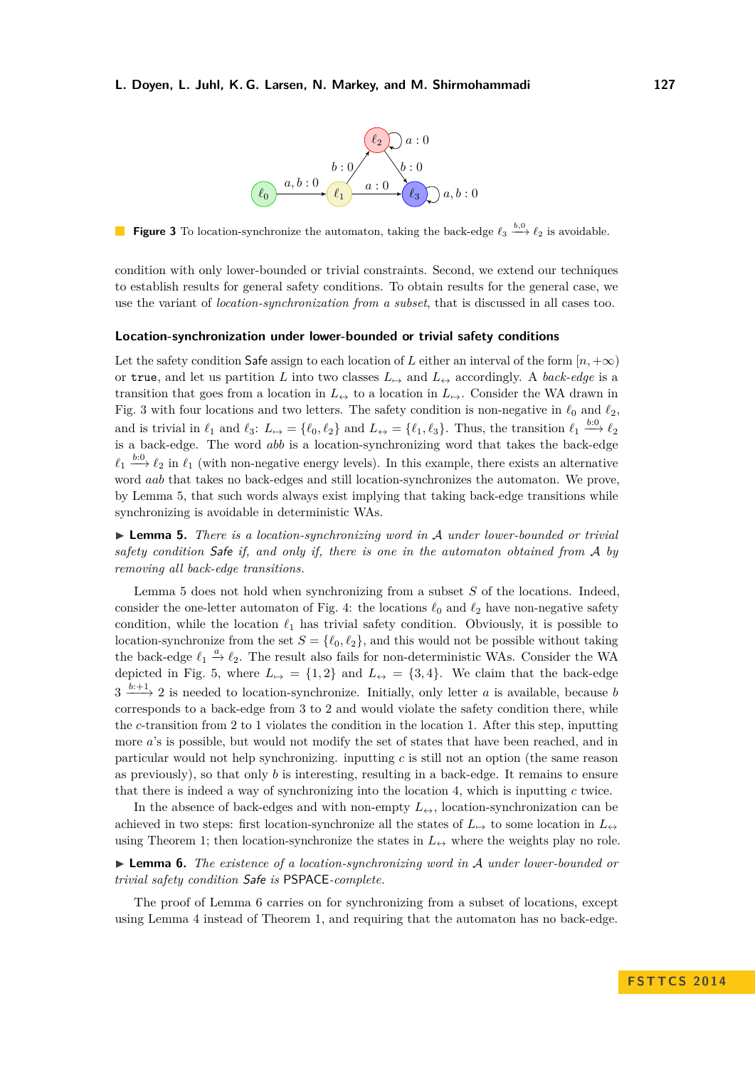**Figure 3** To location-synchronize the automaton, taking the back-edge $\ell_3 \xrightarrow{b,0} \ell_2$ is avoidable.

condition with only lower-bounded or trivial constraints. Second, we extend our techniques to establish results for general safety conditions. To obtain results for the general case, we use the variant of *location-synchronization from a subset*, that is discussed in all cases too.

### Location-synchronization under lower-bounded or trivial safety conditions

Let the safety condition Safe assign to each location of $L$ either an interval of the form $[n, +\infty)$ or true, and let us partition $L$ into two classes $L_{\mapsto}$ and $L_{\leftrightarrow}$ accordingly. A *back-edge* is a transition that goes from a location in $L_{\leftrightarrow}$ to a location in $L_{\mapsto}$. Consider the WA drawn in Fig. 3 with four locations and two letters. The safety condition is non-negative in $\ell_0$ and $\ell_2$, and is trivial in $\ell_1$ and $\ell_3$: $L_{\mapsto} = \{\ell_0, \ell_2\}$ and $L_{\leftrightarrow} = \{\ell_1, \ell_3\}$. Thus, the transition $\ell_1 \xrightarrow{b:0} \ell_2$ is a back-edge. The word $abb$ is a location-synchronizing word that takes the back-edge $\ell_1 \xrightarrow{b:0} \ell_2$ in $\ell_1$ (with non-negative energy levels). In this example, there exists an alternative word $aab$ that takes no back-edges and still location-synchronizes the automaton. We prove, by Lemma 5, that such words always exist implying that taking back-edge transitions while synchronizing is avoidable in deterministic WAs.

▶ **Lemma 5.** *There is a location-synchronizing word in $\mathcal{A}$ under lower-bounded or trivial safety condition Safe if, and only if, there is one in the automaton obtained from $\mathcal{A}$ by removing all back-edge transitions.*

Lemma 5 does not hold when synchronizing from a subset $S$ of the locations. Indeed, consider the one-letter automaton of Fig. 4: the locations $\ell_0$ and $\ell_2$ have non-negative safety condition, while the location $\ell_1$ has trivial safety condition. Obviously, it is possible to location-synchronize from the set $S = \{\ell_0, \ell_2\}$, and this would not be possible without taking the back-edge $\ell_1 \xrightarrow{a} \ell_2$. The result also fails for non-deterministic WAs. Consider the WA depicted in Fig. 5, where $L_{\mapsto} = \{1, 2\}$ and $L_{\leftrightarrow} = \{3, 4\}$. We claim that the back-edge $3 \xrightarrow{b:+1} 2$ is needed to location-synchronize. Initially, only letter $a$ is available, because $b$ corresponds to a back-edge from 3 to 2 and would violate the safety condition there, while the $c$-transition from 2 to 1 violates the condition in the location 1. After this step, inputting more $a$'s is possible, but would not modify the set of states that have been reached, and in particular would not help synchronizing. inputting $c$ is still not an option (the same reason as previously), so that only $b$ is interesting, resulting in a back-edge. It remains to ensure that there is indeed a way of synchronizing into the location 4, which is inputting $c$ twice.

In the absence of back-edges and with non-empty $L_{\leftrightarrow}$, location-synchronization can be achieved in two steps: first location-synchronize all the states of $L_{\mapsto}$ to some location in $L_{\leftrightarrow}$ using Theorem 1; then location-synchronize the states in $L_{\leftrightarrow}$ where the weights play no role.

▶ **Lemma 6.** *The existence of a location-synchronizing word in $\mathcal{A}$ under lower-bounded or trivial safety condition Safe is* PSPACE*-complete.*

The proof of Lemma 6 carries on for synchronizing from a subset of locations, except using Lemma 4 instead of Theorem 1, and requiring that the automaton has no back-edge.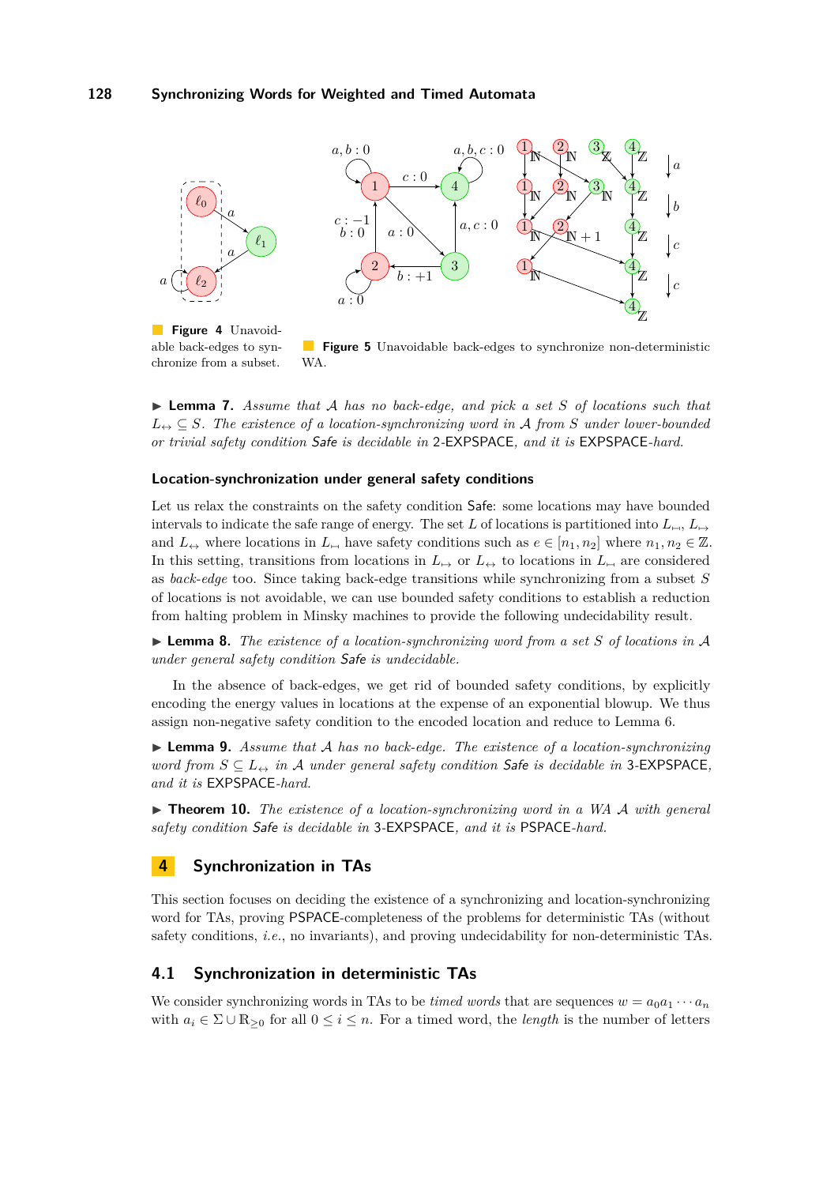**Figure 4** Unavoidable back-edges to synchronize from a subset.

**Figure 5** Unavoidable back-edges to synchronize non-deterministic WA.

▶ **Lemma 7.** *Assume that $\mathcal{A}$ has no back-edge, and pick a set $S$ of locations such that $L_{\leftrightarrow} \subseteq S$. The existence of a location-synchronizing word in $\mathcal{A}$ from $S$ under lower-bounded or trivial safety condition* Safe *is decidable in* 2-EXPSPACE*, and it is* EXPSPACE*-hard.*

### Location-synchronization under general safety conditions

Let us relax the constraints on the safety condition Safe: some locations may have bounded intervals to indicate the safe range of energy. The set $L$ of locations is partitioned into $L_{\mapsfrom}$, $L_{\mapsto}$ and $L_{\leftrightarrow}$ where locations in $L_{\mapsfrom}$ have safety conditions such as $e \in [n_1, n_2]$ where $n_1, n_2 \in \mathbb{Z}$. In this setting, transitions from locations in $L_{\mapsto}$ or $L_{\leftrightarrow}$ to locations in $L_{\mapsfrom}$ are considered as *back-edge* too. Since taking back-edge transitions while synchronizing from a subset $S$ of locations is not avoidable, we can use bounded safety conditions to establish a reduction from halting problem in Minsky machines to provide the following undecidability result.

▶ **Lemma 8.** *The existence of a location-synchronizing word from a set $S$ of locations in $\mathcal{A}$ under general safety condition* Safe *is undecidable.*

In the absence of back-edges, we get rid of bounded safety conditions, by explicitly encoding the energy values in locations at the expense of an exponential blowup. We thus assign non-negative safety condition to the encoded location and reduce to Lemma 6.

▶ **Lemma 9.** *Assume that $\mathcal{A}$ has no back-edge. The existence of a location-synchronizing word from $S \subseteq L_{\leftrightarrow}$ in $\mathcal{A}$ under general safety condition* Safe *is decidable in* 3-EXPSPACE*, and it is* EXPSPACE*-hard.*

▶ **Theorem 10.** *The existence of a location-synchronizing word in a WA $\mathcal{A}$ with general safety condition* Safe *is decidable in* 3-EXPSPACE*, and it is* PSPACE*-hard.*

## 4 Synchronization in TAs

This section focuses on deciding the existence of a synchronizing and location-synchronizing word for TAs, proving PSPACE-completeness of the problems for deterministic TAs (without safety conditions, *i.e.*, no invariants), and proving undecidability for non-deterministic TAs.

### 4.1 Synchronization in deterministic TAs

We consider synchronizing words in TAs to be *timed words* that are sequences $w = a_0 a_1 \cdots a_n$ with $a_i \in \Sigma \cup \mathbb{R}_{\geq 0}$ for all $0 \leq i \leq n$. For a timed word, the *length* is the number of letters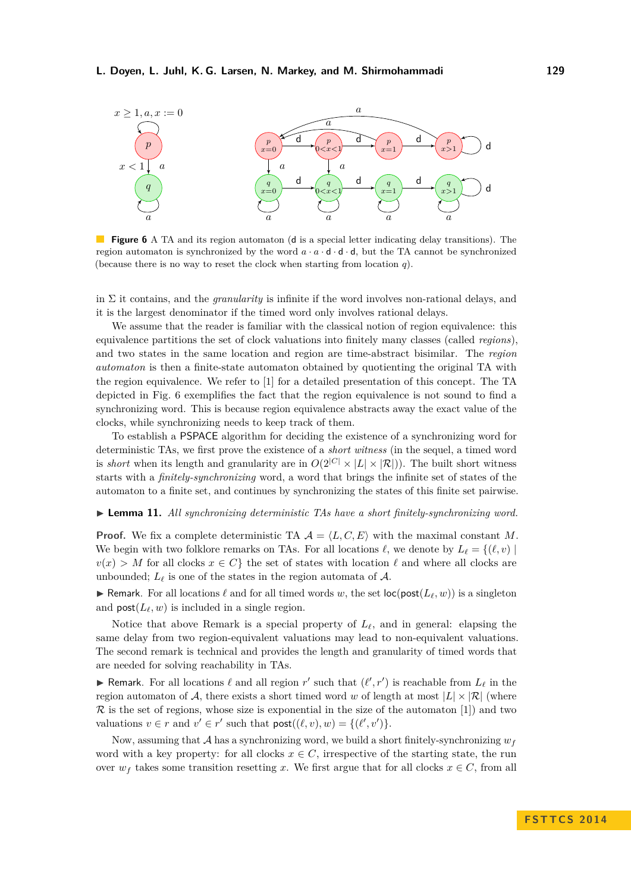**Figure 6** A TA and its region automaton (d is a special letter indicating delay transitions). The region automaton is synchronized by the word $a \cdot a \cdot \mathsf{d} \cdot \mathsf{d} \cdot \mathsf{d}$, but the TA cannot be synchronized (because there is no way to reset the clock when starting from location $q$).

in $\Sigma$ it contains, and the *granularity* is infinite if the word involves non-rational delays, and it is the largest denominator if the timed word only involves rational delays.

We assume that the reader is familiar with the classical notion of region equivalence: this equivalence partitions the set of clock valuations into finitely many classes (called *regions*), and two states in the same location and region are time-abstract bisimilar. The *region automaton* is then a finite-state automaton obtained by quotienting the original TA with the region equivalence. We refer to [1] for a detailed presentation of this concept. The TA depicted in Fig. 6 exemplifies the fact that the region equivalence is not sound to find a synchronizing word. This is because region equivalence abstracts away the exact value of the clocks, while synchronizing needs to keep track of them.

To establish a PSPACE algorithm for deciding the existence of a synchronizing word for deterministic TAs, we first prove the existence of a *short witness* (in the sequel, a timed word is *short* when its length and granularity are in $O(2^{|C|} \times |L| \times |\mathcal{R}|)$). The built short witness starts with a *finitely-synchronizing* word, a word that brings the infinite set of states of the automaton to a finite set, and continues by synchronizing the states of this finite set pairwise.

▶ **Lemma 11.** *All synchronizing deterministic TAs have a short finitely-synchronizing word.*

**Proof.** We fix a complete deterministic TA $\mathcal{A} = \langle L, C, E \rangle$ with the maximal constant $M$. We begin with two folklore remarks on TAs. For all locations $\ell$, we denote by $L_\ell = \{(\ell, v) \mid v(x) > M$ for all clocks $x \in C\}$ the set of states with location $\ell$ and where all clocks are unbounded; $L_\ell$ is one of the states in the region automata of $\mathcal{A}$.

▶ Remark. For all locations $\ell$ and for all timed words $w$, the set $\mathsf{loc}(\mathsf{post}(L_\ell, w))$ is a singleton and $\mathsf{post}(L_\ell, w)$ is included in a single region.

Notice that above Remark is a special property of $L_\ell$, and in general: elapsing the same delay from two region-equivalent valuations may lead to non-equivalent valuations. The second remark is technical and provides the length and granularity of timed words that are needed for solving reachability in TAs.

▶ Remark. For all locations $\ell$ and all region $r'$ such that $(\ell', r')$ is reachable from $L_\ell$ in the region automaton of $\mathcal{A}$, there exists a short timed word $w$ of length at most $|L| \times |\mathcal{R}|$ (where $\mathcal{R}$ is the set of regions, whose size is exponential in the size of the automaton [1]) and two valuations $v \in r$ and $v' \in r'$ such that $\mathsf{post}((\ell, v), w) = \{(\ell', v')\}$.

Now, assuming that $\mathcal{A}$ has a synchronizing word, we build a short finitely-synchronizing $w_f$ word with a key property: for all clocks $x \in C$, irrespective of the starting state, the run over $w_f$ takes some transition resetting $x$. We first argue that for all clocks $x \in C$, from all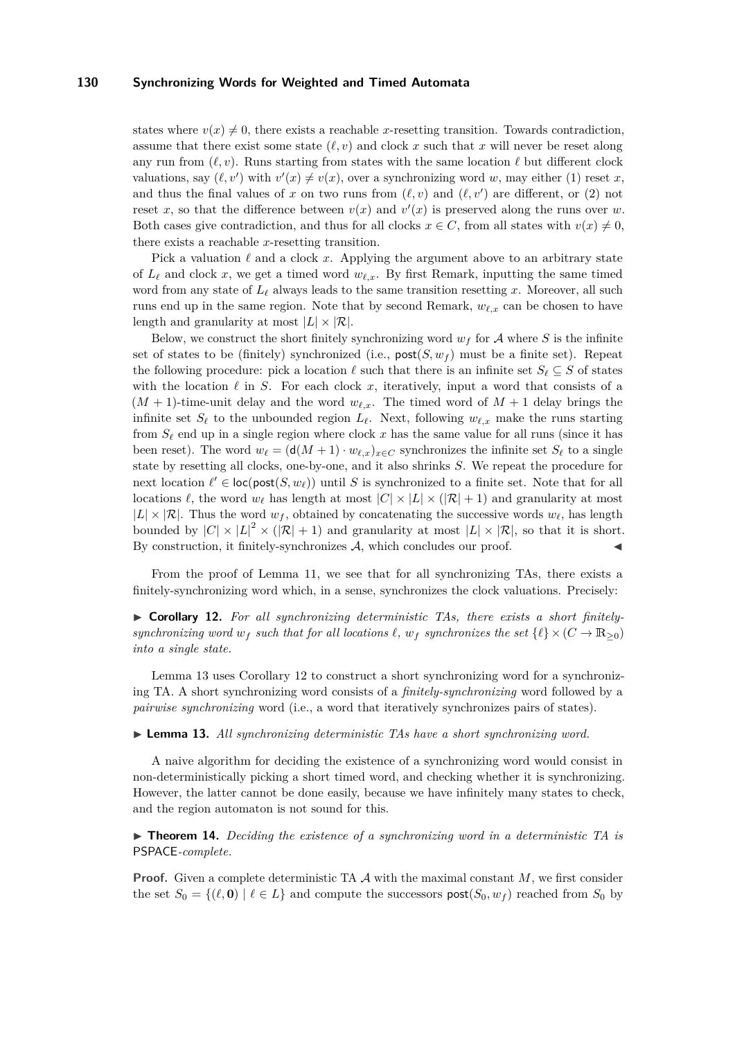states where $v(x) \neq 0$, there exists a reachable $x$-resetting transition. Towards contradiction, assume that there exist some state $(\ell, v)$ and clock $x$ such that $x$ will never be reset along any run from $(\ell, v)$. Runs starting from states with the same location $\ell$ but different clock valuations, say $(\ell, v')$ with $v'(x) \neq v(x)$, over a synchronizing word $w$, may either (1) reset $x$, and thus the final values of $x$ on two runs from $(\ell, v)$ and $(\ell, v')$ are different, or (2) not reset $x$, so that the difference between $v(x)$ and $v'(x)$ is preserved along the runs over $w$. Both cases give contradiction, and thus for all clocks $x \in C$, from all states with $v(x) \neq 0$, there exists a reachable $x$-resetting transition.

Pick a valuation $\ell$ and a clock $x$. Applying the argument above to an arbitrary state of $L_\ell$ and clock $x$, we get a timed word $w_{\ell,x}$. By first Remark, inputting the same timed word from any state of $L_\ell$ always leads to the same transition resetting $x$. Moreover, all such runs end up in the same region. Note that by second Remark, $w_{\ell,x}$ can be chosen to have length and granularity at most $|L| \times |\mathcal{R}|$.

Below, we construct the short finitely synchronizing word $w_f$ for $\mathcal{A}$ where $S$ is the infinite set of states to be (finitely) synchronized (i.e., $\mathsf{post}(S, w_f)$ must be a finite set). Repeat the following procedure: pick a location $\ell$ such that there is an infinite set $S_\ell \subseteq S$ of states with the location $\ell$ in $S$. For each clock $x$, iteratively, input a word that consists of a $(M+1)$-time-unit delay and the word $w_{\ell,x}$. The timed word of $M+1$ delay brings the infinite set $S_\ell$ to the unbounded region $L_\ell$. Next, following $w_{\ell,x}$ make the runs starting from $S_\ell$ end up in a single region where clock $x$ has the same value for all runs (since it has been reset). The word $w_\ell = (\mathsf{d}(M+1) \cdot w_{\ell,x})_{x \in C}$ synchronizes the infinite set $S_\ell$ to a single state by resetting all clocks, one-by-one, and it also shrinks $S$. We repeat the procedure for next location $\ell' \in \mathsf{loc}(\mathsf{post}(S, w_\ell))$ until $S$ is synchronized to a finite set. Note that for all locations $\ell$, the word $w_\ell$ has length at most $|C| \times |L| \times (|\mathcal{R}|+1)$ and granularity at most $|L| \times |\mathcal{R}|$. Thus the word $w_f$, obtained by concatenating the successive words $w_\ell$, has length bounded by $|C| \times |L|^2 \times (|\mathcal{R}|+1)$ and granularity at most $|L| \times |\mathcal{R}|$, so that it is short. By construction, it finitely-synchronizes $\mathcal{A}$, which concludes our proof. ◀

From the proof of Lemma 11, we see that for all synchronizing TAs, there exists a finitely-synchronizing word which, in a sense, synchronizes the clock valuations. Precisely:

▶ **Corollary 12.** *For all synchronizing deterministic TAs, there exists a short finitely-synchronizing word $w_f$ such that for all locations $\ell$, $w_f$ synchronizes the set $\{\ell\} \times (C \to \mathbb{R}_{\geq 0})$ into a single state.*

Lemma 13 uses Corollary 12 to construct a short synchronizing word for a synchronizing TA. A short synchronizing word consists of a *finitely-synchronizing* word followed by a *pairwise synchronizing* word (i.e., a word that iteratively synchronizes pairs of states).

▶ **Lemma 13.** *All synchronizing deterministic TAs have a short synchronizing word.*

A naive algorithm for deciding the existence of a synchronizing word would consist in non-deterministically picking a short timed word, and checking whether it is synchronizing. However, the latter cannot be done easily, because we have infinitely many states to check, and the region automaton is not sound for this.

▶ **Theorem 14.** *Deciding the existence of a synchronizing word in a deterministic TA is* PSPACE*-complete.*

**Proof.** Given a complete deterministic TA $\mathcal{A}$ with the maximal constant $M$, we first consider the set $S_0 = \{(\ell, \mathbf{0}) \mid \ell \in L\}$ and compute the successors $\mathsf{post}(S_0, w_f)$ reached from $S_0$ by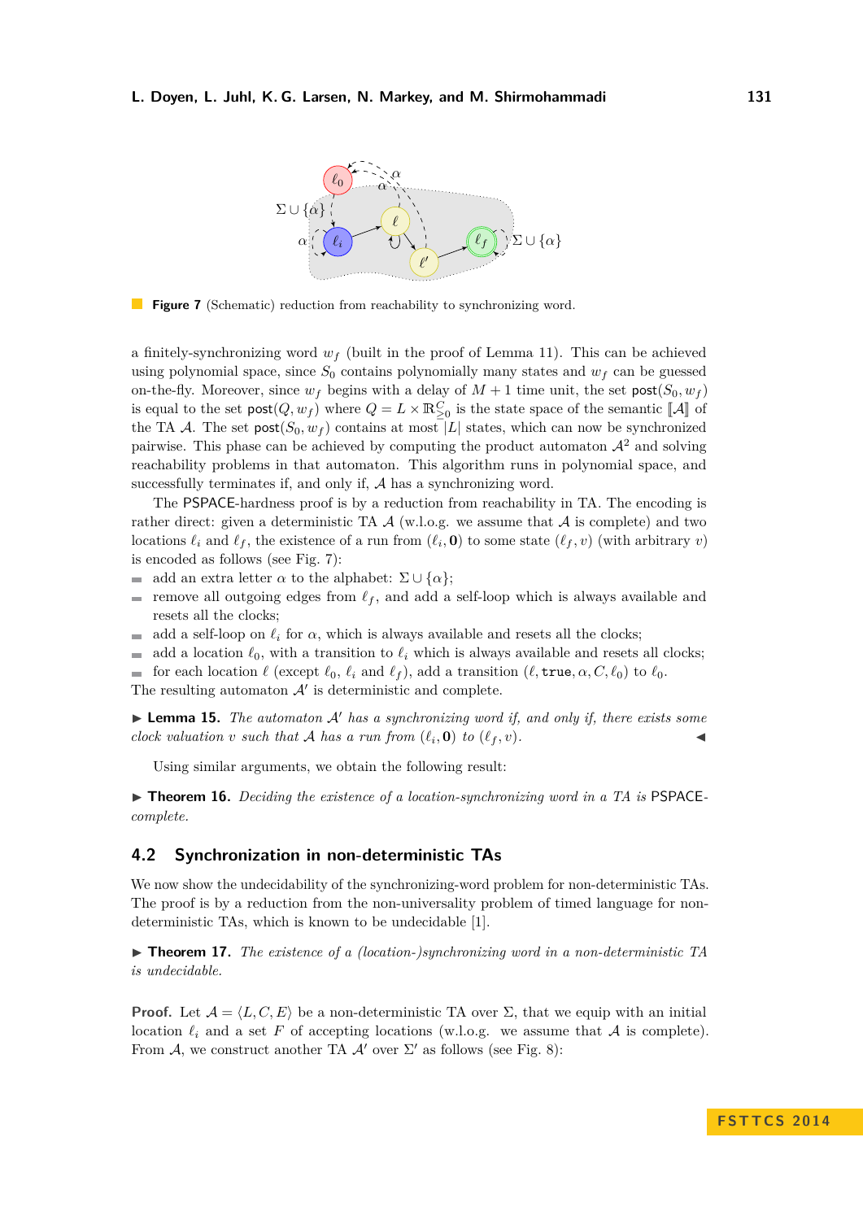**Figure 7** (Schematic) reduction from reachability to synchronizing word.

a finitely-synchronizing word $w_f$ (built in the proof of Lemma 11). This can be achieved using polynomial space, since $S_0$ contains polynomially many states and $w_f$ can be guessed on-the-fly. Moreover, since $w_f$ begins with a delay of $M+1$ time unit, the set $\mathsf{post}(S_0, w_f)$ is equal to the set $\mathsf{post}(Q, w_f)$ where $Q = L \times \mathbb{R}_{\geq 0}^C$ is the state space of the semantic $[\![\mathcal{A}]\!]$ of the TA $\mathcal{A}$. The set $\mathsf{post}(S_0, w_f)$ contains at most $|L|$ states, which can now be synchronized pairwise. This phase can be achieved by computing the product automaton $\mathcal{A}^2$ and solving reachability problems in that automaton. This algorithm runs in polynomial space, and successfully terminates if, and only if, $\mathcal{A}$ has a synchronizing word.

The PSPACE-hardness proof is by a reduction from reachability in TA. The encoding is rather direct: given a deterministic TA $\mathcal{A}$ (w.l.o.g. we assume that $\mathcal{A}$ is complete) and two locations $\ell_i$ and $\ell_f$, the existence of a run from $(\ell_i, \mathbf{0})$ to some state $(\ell_f, v)$ (with arbitrary $v$) is encoded as follows (see Fig. 7):

- add an extra letter $\alpha$ to the alphabet: $\Sigma \cup \{\alpha\}$;
- remove all outgoing edges from $\ell_f$, and add a self-loop which is always available and resets all the clocks;
- add a self-loop on $\ell_i$ for $\alpha$, which is always available and resets all the clocks;
- add a location $\ell_0$, with a transition to $\ell_i$ which is always available and resets all clocks;
- for each location $\ell$ (except $\ell_0$, $\ell_i$ and $\ell_f$), add a transition $(\ell, \mathtt{true}, \alpha, C, \ell_0)$ to $\ell_0$.

The resulting automaton $\mathcal{A}'$ is deterministic and complete.

▶ **Lemma 15.** *The automaton $\mathcal{A}'$ has a synchronizing word if, and only if, there exists some clock valuation $v$ such that $\mathcal{A}$ has a run from $(\ell_i, \mathbf{0})$ to $(\ell_f, v)$.* ◀

Using similar arguments, we obtain the following result:

▶ **Theorem 16.** *Deciding the existence of a location-synchronizing word in a TA is* PSPACE*-complete.*

## 4.2 Synchronization in non-deterministic TAs

We now show the undecidability of the synchronizing-word problem for non-deterministic TAs. The proof is by a reduction from the non-universality problem of timed language for non-deterministic TAs, which is known to be undecidable [1].

▶ **Theorem 17.** *The existence of a (location-)synchronizing word in a non-deterministic TA is undecidable.*

**Proof.** Let $\mathcal{A} = \langle L, C, E \rangle$ be a non-deterministic TA over $\Sigma$, that we equip with an initial location $\ell_i$ and a set $F$ of accepting locations (w.l.o.g. we assume that $\mathcal{A}$ is complete). From $\mathcal{A}$, we construct another TA $\mathcal{A}'$ over $\Sigma'$ as follows (see Fig. 8):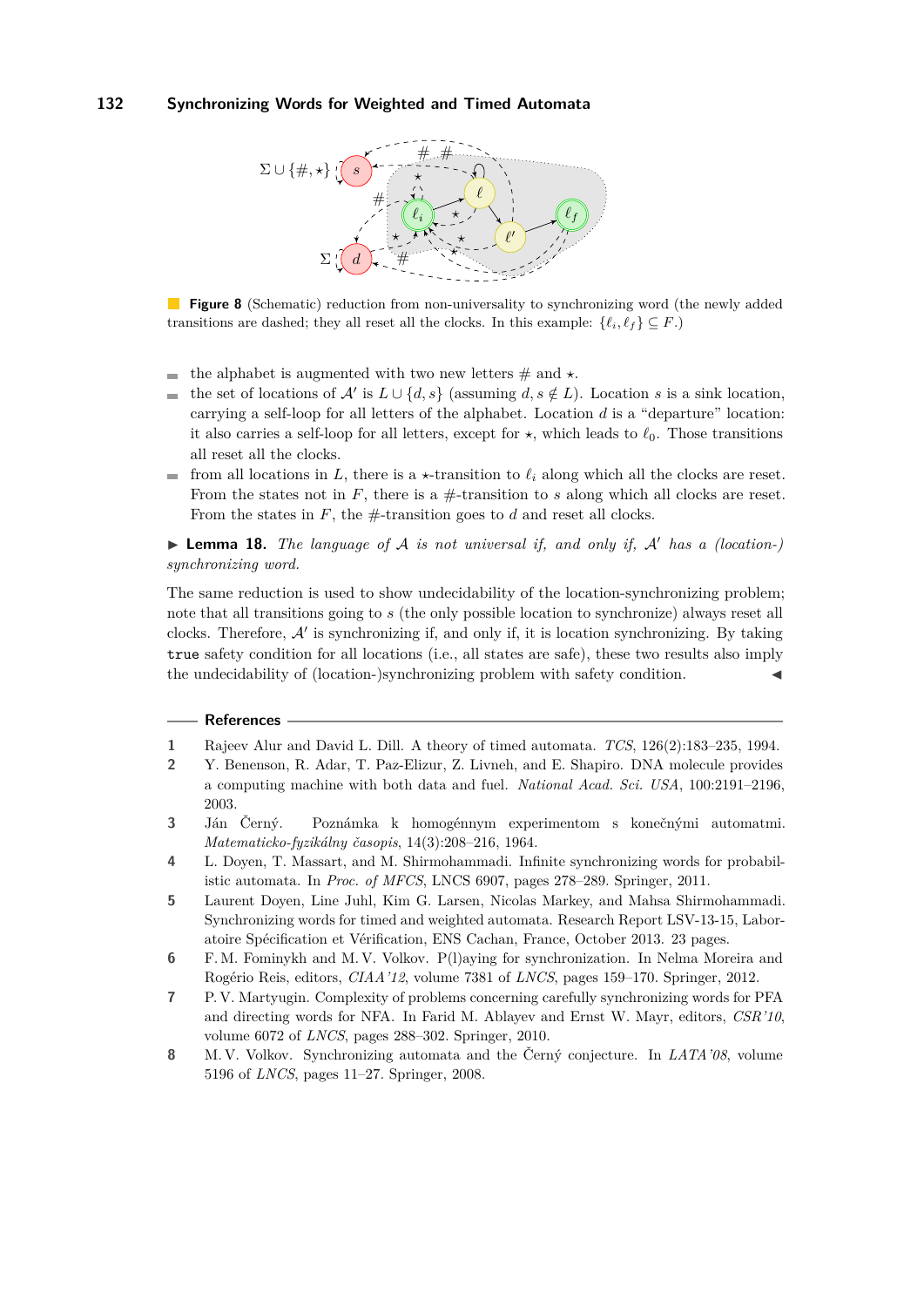$\Sigma \cup \{\#, \star\}$

$s$

$\#$ $\#$

$\star$

$\#$

$\ell$

$\ell_i$

$\star$

$\ell_f$

$\star$

$\ell'$

$\star$

$\Sigma$

$d$

$\#$

$\star$

**Figure 8** (Schematic) reduction from non-universality to synchronizing word (the newly added transitions are dashed; they all reset all the clocks. In this example: $\{\ell_i, \ell_f\} \subseteq F$.)

- the alphabet is augmented with two new letters $\#$ and $\star$.
- the set of locations of $\mathcal{A}'$ is $L \cup \{d, s\}$ (assuming $d, s \notin L$). Location $s$ is a sink location, carrying a self-loop for all letters of the alphabet. Location $d$ is a "departure" location: it also carries a self-loop for all letters, except for $\star$, which leads to $\ell_0$. Those transitions all reset all the clocks.
- from all locations in $L$, there is a $\star$-transition to $\ell_i$ along which all the clocks are reset. From the states not in $F$, there is a $\#$-transition to $s$ along which all clocks are reset. From the states in $F$, the $\#$-transition goes to $d$ and reset all clocks.

▶ **Lemma 18.** *The language of $\mathcal{A}$ is not universal if, and only if, $\mathcal{A}'$ has a (location-) synchronizing word.*

The same reduction is used to show undecidability of the location-synchronizing problem; note that all transitions going to $s$ (the only possible location to synchronize) always reset all clocks. Therefore, $\mathcal{A}'$ is synchronizing if, and only if, it is location synchronizing. By taking `true` safety condition for all locations (i.e., all states are safe), these two results also imply the undecidability of (location-)synchronizing problem with safety condition. ◀

## References

1. Rajeev Alur and David L. Dill. A theory of timed automata. *TCS*, 126(2):183–235, 1994.
2. Y. Benenson, R. Adar, T. Paz-Elizur, Z. Livneh, and E. Shapiro. DNA molecule provides a computing machine with both data and fuel. *National Acad. Sci. USA*, 100:2191–2196, 2003.
3. Ján Černý. Poznámka k homogénnym experimentom s konečnými automatmi. *Matematicko-fyzikálny časopis*, 14(3):208–216, 1964.
4. L. Doyen, T. Massart, and M. Shirmohammadi. Infinite synchronizing words for probabilistic automata. In *Proc. of MFCS*, LNCS 6907, pages 278–289. Springer, 2011.
5. Laurent Doyen, Line Juhl, Kim G. Larsen, Nicolas Markey, and Mahsa Shirmohammadi. Synchronizing words for timed and weighted automata. Research Report LSV-13-15, Laboratoire Spécification et Vérification, ENS Cachan, France, October 2013. 23 pages.
6. F. M. Fominykh and M. V. Volkov. P(l)aying for synchronization. In Nelma Moreira and Rogério Reis, editors, *CIAA'12*, volume 7381 of *LNCS*, pages 159–170. Springer, 2012.
7. P. V. Martyugin. Complexity of problems concerning carefully synchronizing words for PFA and directing words for NFA. In Farid M. Ablayev and Ernst W. Mayr, editors, *CSR'10*, volume 6072 of *LNCS*, pages 288–302. Springer, 2010.
8. M. V. Volkov. Synchronizing automata and the Černý conjecture. In *LATA'08*, volume 5196 of *LNCS*, pages 11–27. Springer, 2008.